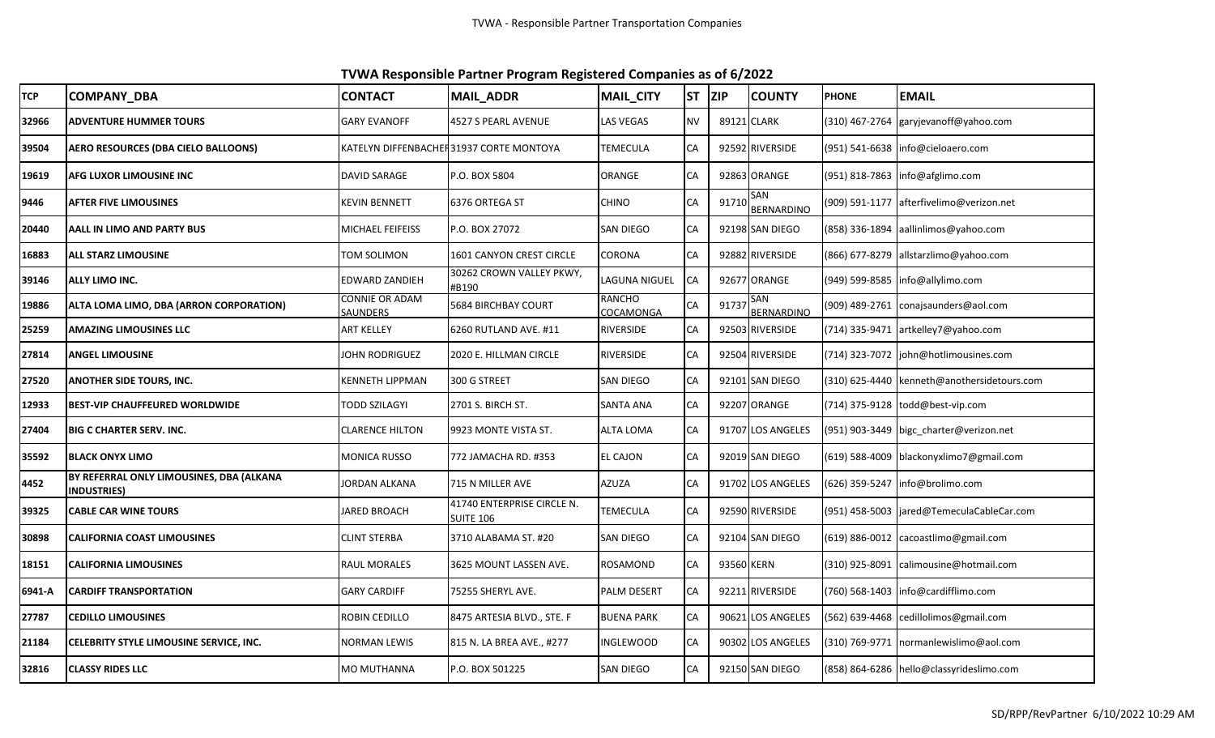# TVWA Responsible Partner Program Registered Companies as of 6/2022

| TCP | COMPANY_DBA | CONTACT | MAIL_ADDR | MAIL_CITY | ST | ZIP | COUNTY | PHONE | EMAIL |
|---|---|---|---|---|---|---|---|---|---|
| 32966 | ADVENTURE HUMMER TOURS | GARY EVANOFF | 4527 S PEARL AVENUE | LAS VEGAS | NV | 89121 | CLARK | (310) 467-2764 | garyjevanoff@yahoo.com |
| 39504 | AERO RESOURCES (DBA CIELO BALLOONS) | KATELYN DIFFENBACHER | 31937 CORTE MONTOYA | TEMECULA | CA | 92592 | RIVERSIDE | (951) 541-6638 | info@cieloaero.com |
| 19619 | AFG LUXOR LIMOUSINE INC | DAVID SARAGE | P.O. BOX 5804 | ORANGE | CA | 92863 | ORANGE | (951) 818-7863 | info@afglimo.com |
| 9446 | AFTER FIVE LIMOUSINES | KEVIN BENNETT | 6376 ORTEGA ST | CHINO | CA | 91710 | SAN BERNARDINO | (909) 591-1177 | afterfivelimo@verizon.net |
| 20440 | AALL IN LIMO AND PARTY BUS | MICHAEL FEIFEISS | P.O. BOX 27072 | SAN DIEGO | CA | 92198 | SAN DIEGO | (858) 336-1894 | aallinlimos@yahoo.com |
| 16883 | ALL STARZ LIMOUSINE | TOM SOLIMON | 1601 CANYON CREST CIRCLE | CORONA | CA | 92882 | RIVERSIDE | (866) 677-8279 | allstarzlimo@yahoo.com |
| 39146 | ALLY LIMO INC. | EDWARD ZANDIEH | 30262 CROWN VALLEY PKWY, #B190 | LAGUNA NIGUEL | CA | 92677 | ORANGE | (949) 599-8585 | info@allylimo.com |
| 19886 | ALTA LOMA LIMO, DBA (ARRON CORPORATION) | CONNIE OR ADAM SAUNDERS | 5684 BIRCHBAY COURT | RANCHO COCAMONGA | CA | 91737 | SAN BERNARDINO | (909) 489-2761 | conajsaunders@aol.com |
| 25259 | AMAZING LIMOUSINES LLC | ART KELLEY | 6260 RUTLAND AVE. #11 | RIVERSIDE | CA | 92503 | RIVERSIDE | (714) 335-9471 | artkelley7@yahoo.com |
| 27814 | ANGEL LIMOUSINE | JOHN RODRIGUEZ | 2020 E. HILLMAN CIRCLE | RIVERSIDE | CA | 92504 | RIVERSIDE | (714) 323-7072 | john@hotlimousines.com |
| 27520 | ANOTHER SIDE TOURS, INC. | KENNETH LIPPMAN | 300 G STREET | SAN DIEGO | CA | 92101 | SAN DIEGO | (310) 625-4440 | kenneth@anothersidetours.com |
| 12933 | BEST-VIP CHAUFFEURED WORLDWIDE | TODD SZILAGYI | 2701 S. BIRCH ST. | SANTA ANA | CA | 92207 | ORANGE | (714) 375-9128 | todd@best-vip.com |
| 27404 | BIG C CHARTER SERV. INC. | CLARENCE HILTON | 9923 MONTE VISTA ST. | ALTA LOMA | CA | 91707 | LOS ANGELES | (951) 903-3449 | bigc_charter@verizon.net |
| 35592 | BLACK ONYX LIMO | MONICA RUSSO | 772 JAMACHA RD. #353 | EL CAJON | CA | 92019 | SAN DIEGO | (619) 588-4009 | blackonyxlimo7@gmail.com |
| 4452 | BY REFERRAL ONLY LIMOUSINES, DBA (ALKANA INDUSTRIES) | JORDAN ALKANA | 715 N MILLER AVE | AZUZA | CA | 91702 | LOS ANGELES | (626) 359-5247 | info@brolimo.com |
| 39325 | CABLE CAR WINE TOURS | JARED BROACH | 41740 ENTERPRISE CIRCLE N. SUITE 106 | TEMECULA | CA | 92590 | RIVERSIDE | (951) 458-5003 | jared@TemeculaCableCar.com |
| 30898 | CALIFORNIA COAST LIMOUSINES | CLINT STERBA | 3710 ALABAMA ST. #20 | SAN DIEGO | CA | 92104 | SAN DIEGO | (619) 886-0012 | cacoastlimo@gmail.com |
| 18151 | CALIFORNIA LIMOUSINES | RAUL MORALES | 3625 MOUNT LASSEN AVE. | ROSAMOND | CA | 93560 | KERN | (310) 925-8091 | calimousine@hotmail.com |
| 6941-A | CARDIFF TRANSPORTATION | GARY CARDIFF | 75255 SHERYL AVE. | PALM DESERT | CA | 92211 | RIVERSIDE | (760) 568-1403 | info@cardifflimo.com |
| 27787 | CEDILLO LIMOUSINES | ROBIN CEDILLO | 8475 ARTESIA BLVD., STE. F | BUENA PARK | CA | 90621 | LOS ANGELES | (562) 639-4468 | cedillolimos@gmail.com |
| 21184 | CELEBRITY STYLE LIMOUSINE SERVICE, INC. | NORMAN LEWIS | 815 N. LA BREA AVE., #277 | INGLEWOOD | CA | 90302 | LOS ANGELES | (310) 769-9771 | normanlewislimo@aol.com |
| 32816 | CLASSY RIDES LLC | MO MUTHANNA | P.O. BOX 501225 | SAN DIEGO | CA | 92150 | SAN DIEGO | (858) 864-6286 | hello@classyrideslimo.com |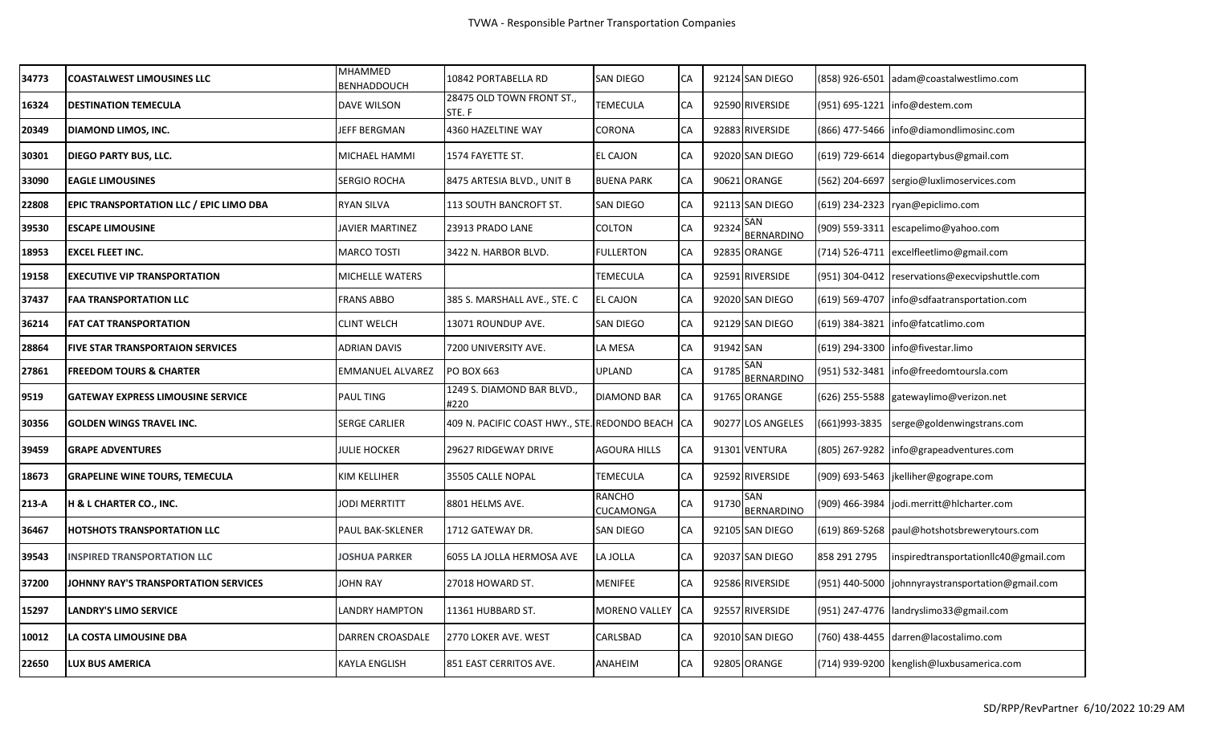| 34773 | COASTALWEST LIMOUSINES LLC | MHAMMED BENHADDOUCH | 10842 PORTABELLA RD | SAN DIEGO | CA | 92124 | SAN DIEGO | (858) 926-6501 | adam@coastalwestlimo.com |
|---|---|---|---|---|---|---|---|---|---|
| 16324 | DESTINATION TEMECULA | DAVE WILSON | 28475 OLD TOWN FRONT ST., STE. F | TEMECULA | CA | 92590 | RIVERSIDE | (951) 695-1221 | info@destem.com |
| 20349 | DIAMOND LIMOS, INC. | JEFF BERGMAN | 4360 HAZELTINE WAY | CORONA | CA | 92883 | RIVERSIDE | (866) 477-5466 | info@diamondlimosinc.com |
| 30301 | DIEGO PARTY BUS, LLC. | MICHAEL HAMMI | 1574 FAYETTE ST. | EL CAJON | CA | 92020 | SAN DIEGO | (619) 729-6614 | diegopartybus@gmail.com |
| 33090 | EAGLE LIMOUSINES | SERGIO ROCHA | 8475 ARTESIA BLVD., UNIT B | BUENA PARK | CA | 90621 | ORANGE | (562) 204-6697 | sergio@luxlimoservices.com |
| 22808 | EPIC TRANSPORTATION LLC / EPIC LIMO DBA | RYAN SILVA | 113 SOUTH BANCROFT ST. | SAN DIEGO | CA | 92113 | SAN DIEGO | (619) 234-2323 | ryan@epiclimo.com |
| 39530 | ESCAPE LIMOUSINE | JAVIER MARTINEZ | 23913 PRADO LANE | COLTON | CA | 92324 | SAN BERNARDINO | (909) 559-3311 | escapelimo@yahoo.com |
| 18953 | EXCEL FLEET INC. | MARCO TOSTI | 3422 N. HARBOR BLVD. | FULLERTON | CA | 92835 | ORANGE | (714) 526-4711 | excelfleetlimo@gmail.com |
| 19158 | EXECUTIVE VIP TRANSPORTATION | MICHELLE WATERS | | TEMECULA | CA | 92591 | RIVERSIDE | (951) 304-0412 | reservations@execvipshuttle.com |
| 37437 | FAA TRANSPORTATION LLC | FRANS ABBO | 385 S. MARSHALL AVE., STE. C | EL CAJON | CA | 92020 | SAN DIEGO | (619) 569-4707 | info@sdfaatransportation.com |
| 36214 | FAT CAT TRANSPORTATION | CLINT WELCH | 13071 ROUNDUP AVE. | SAN DIEGO | CA | 92129 | SAN DIEGO | (619) 384-3821 | info@fatcatlimo.com |
| 28864 | FIVE STAR TRANSPORTAION SERVICES | ADRIAN DAVIS | 7200 UNIVERSITY AVE. | LA MESA | CA | 91942 | SAN | (619) 294-3300 | info@fivestar.limo |
| 27861 | FREEDOM TOURS & CHARTER | EMMANUEL ALVAREZ | PO BOX 663 | UPLAND | CA | 91785 | SAN BERNARDINO | (951) 532-3481 | info@freedomtoursla.com |
| 9519 | GATEWAY EXPRESS LIMOUSINE SERVICE | PAUL TING | 1249 S. DIAMOND BAR BLVD., #220 | DIAMOND BAR | CA | 91765 | ORANGE | (626) 255-5588 | gatewaylimo@verizon.net |
| 30356 | GOLDEN WINGS TRAVEL INC. | SERGE CARLIER | 409 N. PACIFIC COAST HWY., STE. | REDONDO BEACH | CA | 90277 | LOS ANGELES | (661)993-3835 | serge@goldenwingstrans.com |
| 39459 | GRAPE ADVENTURES | JULIE HOCKER | 29627 RIDGEWAY DRIVE | AGOURA HILLS | CA | 91301 | VENTURA | (805) 267-9282 | info@grapeadventures.com |
| 18673 | GRAPELINE WINE TOURS, TEMECULA | KIM KELLIHER | 35505 CALLE NOPAL | TEMECULA | CA | 92592 | RIVERSIDE | (909) 693-5463 | jkelliher@gogrape.com |
| 213-A | H & L CHARTER CO., INC. | JODI MERRTITT | 8801 HELMS AVE. | RANCHO CUCAMONGA | CA | 91730 | SAN BERNARDINO | (909) 466-3984 | jodi.merritt@hlcharter.com |
| 36467 | HOTSHOTS TRANSPORTATION LLC | PAUL BAK-SKLENER | 1712 GATEWAY DR. | SAN DIEGO | CA | 92105 | SAN DIEGO | (619) 869-5268 | paul@hotshotsbrewerytours.com |
| 39543 | INSPIRED TRANSPORTATION LLC | JOSHUA PARKER | 6055 LA JOLLA HERMOSA AVE | LA JOLLA | CA | 92037 | SAN DIEGO | 858 291 2795 | inspiredtransportationllc40@gmail.com |
| 37200 | JOHNNY RAY'S TRANSPORTATION SERVICES | JOHN RAY | 27018 HOWARD ST. | MENIFEE | CA | 92586 | RIVERSIDE | (951) 440-5000 | johnnyraystransportation@gmail.com |
| 15297 | LANDRY'S LIMO SERVICE | LANDRY HAMPTON | 11361 HUBBARD ST. | MORENO VALLEY | CA | 92557 | RIVERSIDE | (951) 247-4776 | landryslimo33@gmail.com |
| 10012 | LA COSTA LIMOUSINE DBA | DARREN CROASDALE | 2770 LOKER AVE. WEST | CARLSBAD | CA | 92010 | SAN DIEGO | (760) 438-4455 | darren@lacostalimo.com |
| 22650 | LUX BUS AMERICA | KAYLA ENGLISH | 851 EAST CERRITOS AVE. | ANAHEIM | CA | 92805 | ORANGE | (714) 939-9200 | kenglish@luxbusamerica.com |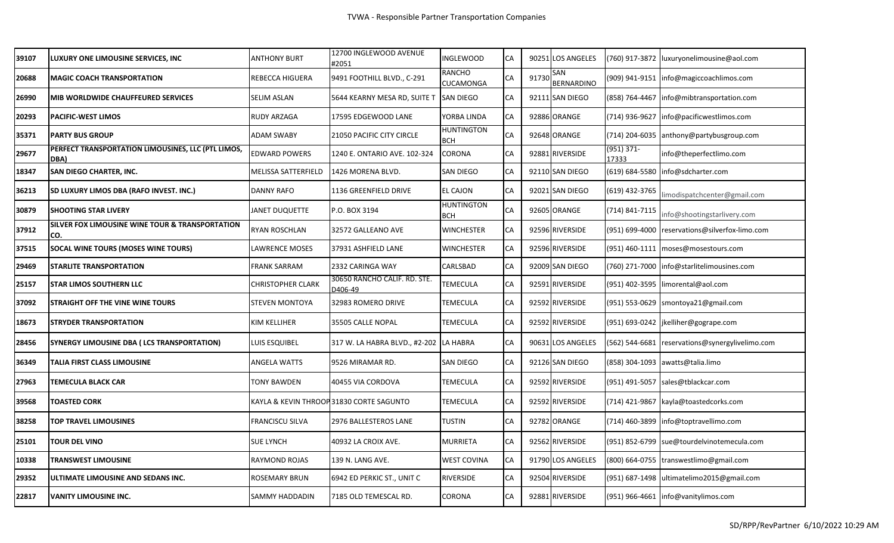| 39107 | LUXURY ONE LIMOUSINE SERVICES, INC | ANTHONY BURT | 12700 INGLEWOOD AVENUE #2051 | INGLEWOOD | CA | 90251 | LOS ANGELES | (760) 917-3872 | luxuryonelimousine@aol.com |
|---|---|---|---|---|---|---|---|---|---|
| 20688 | MAGIC COACH TRANSPORTATION | REBECCA HIGUERA | 9491 FOOTHILL BLVD., C-291 | RANCHO CUCAMONGA | CA | 91730 | SAN BERNARDINO | (909) 941-9151 | info@magiccoachlimos.com |
| 26990 | MIB WORLDWIDE CHAUFFEURED SERVICES | SELIM ASLAN | 5644 KEARNY MESA RD, SUITE T | SAN DIEGO | CA | 92111 | SAN DIEGO | (858) 764-4467 | info@mibtransportation.com |
| 20293 | PACIFIC-WEST LIMOS | RUDY ARZAGA | 17595 EDGEWOOD LANE | YORBA LINDA | CA | 92886 | ORANGE | (714) 936-9627 | info@pacificwestlimos.com |
| 35371 | PARTY BUS GROUP | ADAM SWABY | 21050 PACIFIC CITY CIRCLE | HUNTINGTON BCH | CA | 92648 | ORANGE | (714) 204-6035 | anthony@partybusgroup.com |
| 29677 | PERFECT TRANSPORTATION LIMOUSINES, LLC (PTL LIMOS, DBA) | EDWARD POWERS | 1240 E. ONTARIO AVE. 102-324 | CORONA | CA | 92881 | RIVERSIDE | (951) 371-17333 | info@theperfectlimo.com |
| 18347 | SAN DIEGO CHARTER, INC. | MELISSA SATTERFIELD | 1426 MORENA BLVD. | SAN DIEGO | CA | 92110 | SAN DIEGO | (619) 684-5580 | info@sdcharter.com |
| 36213 | SD LUXURY LIMOS DBA (RAFO INVEST. INC.) | DANNY RAFO | 1136 GREENFIELD DRIVE | EL CAJON | CA | 92021 | SAN DIEGO | (619) 432-3765 | limodispatchcenter@gmail.com |
| 30879 | SHOOTING STAR LIVERY | JANET DUQUETTE | P.O. BOX 3194 | HUNTINGTON BCH | CA | 92605 | ORANGE | (714) 841-7115 | info@shootingstarlivery.com |
| 37912 | SILVER FOX LIMOUSINE WINE TOUR & TRANSPORTATION CO. | RYAN ROSCHLAN | 32572 GALLEANO AVE | WINCHESTER | CA | 92596 | RIVERSIDE | (951) 699-4000 | reservations@silverfox-limo.com |
| 37515 | SOCAL WINE TOURS (MOSES WINE TOURS) | LAWRENCE MOSES | 37931 ASHFIELD LANE | WINCHESTER | CA | 92596 | RIVERSIDE | (951) 460-1111 | moses@mosestours.com |
| 29469 | STARLITE TRANSPORTATION | FRANK SARRAM | 2332 CARINGA WAY | CARLSBAD | CA | 92009 | SAN DIEGO | (760) 271-7000 | info@starlitelimousines.com |
| 25157 | STAR LIMOS SOUTHERN LLC | CHRISTOPHER CLARK | 30650 RANCHO CALIF. RD. STE. D406-49 | TEMECULA | CA | 92591 | RIVERSIDE | (951) 402-3595 | limorental@aol.com |
| 37092 | STRAIGHT OFF THE VINE WINE TOURS | STEVEN MONTOYA | 32983 ROMERO DRIVE | TEMECULA | CA | 92592 | RIVERSIDE | (951) 553-0629 | smontoya21@gmail.com |
| 18673 | STRYDER TRANSPORTATION | KIM KELLIHER | 35505 CALLE NOPAL | TEMECULA | CA | 92592 | RIVERSIDE | (951) 693-0242 | jkelliher@gogrape.com |
| 28456 | SYNERGY LIMOUSINE DBA ( LCS TRANSPORTATION) | LUIS ESQUIBEL | 317 W. LA HABRA BLVD., #2-202 | LA HABRA | CA | 90631 | LOS ANGELES | (562) 544-6681 | reservations@synergylivelimo.com |
| 36349 | TALIA FIRST CLASS LIMOUSINE | ANGELA WATTS | 9526 MIRAMAR RD. | SAN DIEGO | CA | 92126 | SAN DIEGO | (858) 304-1093 | awatts@talia.limo |
| 27963 | TEMECULA BLACK CAR | TONY BAWDEN | 40455 VIA CORDOVA | TEMECULA | CA | 92592 | RIVERSIDE | (951) 491-5057 | sales@tblackcar.com |
| 39568 | TOASTED CORK | KAYLA & KEVIN THROOP | 31830 CORTE SAGUNTO | TEMECULA | CA | 92592 | RIVERSIDE | (714) 421-9867 | kayla@toastedcorks.com |
| 38258 | TOP TRAVEL LIMOUSINES | FRANCISCU SILVA | 2976 BALLESTEROS LANE | TUSTIN | CA | 92782 | ORANGE | (714) 460-3899 | info@toptravellimo.com |
| 25101 | TOUR DEL VINO | SUE LYNCH | 40932 LA CROIX AVE. | MURRIETA | CA | 92562 | RIVERSIDE | (951) 852-6799 | sue@tourdelvinotemecula.com |
| 10338 | TRANSWEST LIMOUSINE | RAYMOND ROJAS | 139 N. LANG AVE. | WEST COVINA | CA | 91790 | LOS ANGELES | (800) 664-0755 | transwestlimo@gmail.com |
| 29352 | ULTIMATE LIMOUSINE AND SEDANS INC. | ROSEMARY BRUN | 6942 ED PERKIC ST., UNIT C | RIVERSIDE | CA | 92504 | RIVERSIDE | (951) 687-1498 | ultimatelimo2015@gmail.com |
| 22817 | VANITY LIMOUSINE INC. | SAMMY HADDADIN | 7185 OLD TEMESCAL RD. | CORONA | CA | 92881 | RIVERSIDE | (951) 966-4661 | info@vanitylimos.com |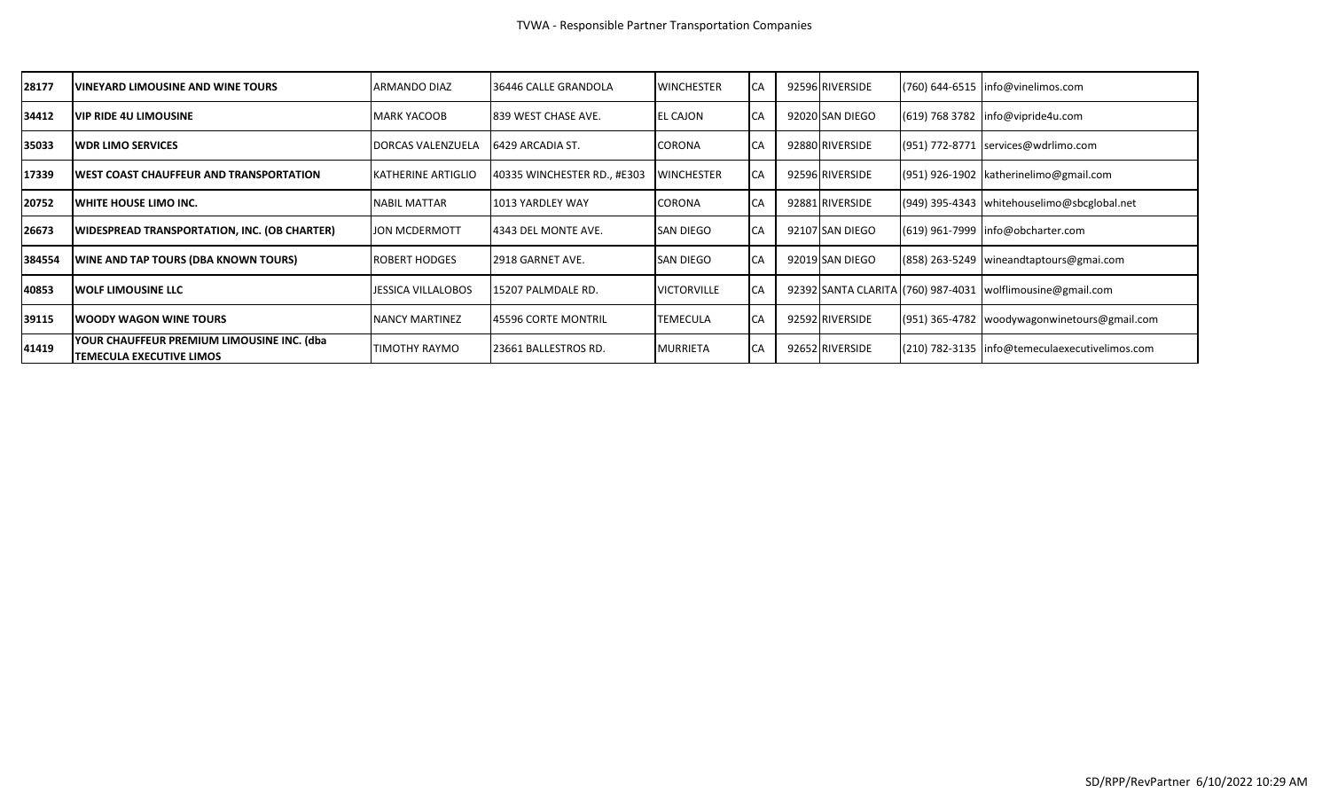| | | | | | | | | | |
|---|---|---|---|---|---|---|---|---|---|
| 28177 | **VINEYARD LIMOUSINE AND WINE TOURS** | ARMANDO DIAZ | 36446 CALLE GRANDOLA | WINCHESTER | CA | 92596 | RIVERSIDE | (760) 644-6515 | info@vinelimos.com |
| 34412 | **VIP RIDE 4U LIMOUSINE** | MARK YACOOB | 839 WEST CHASE AVE. | EL CAJON | CA | 92020 | SAN DIEGO | (619) 768 3782 | info@vipride4u.com |
| 35033 | **WDR LIMO SERVICES** | DORCAS VALENZUELA | 6429 ARCADIA ST. | CORONA | CA | 92880 | RIVERSIDE | (951) 772-8771 | services@wdrlimo.com |
| 17339 | **WEST COAST CHAUFFEUR AND TRANSPORTATION** | KATHERINE ARTIGLIO | 40335 WINCHESTER RD., #E303 | WINCHESTER | CA | 92596 | RIVERSIDE | (951) 926-1902 | katherinelimo@gmail.com |
| 20752 | **WHITE HOUSE LIMO INC.** | NABIL MATTAR | 1013 YARDLEY WAY | CORONA | CA | 92881 | RIVERSIDE | (949) 395-4343 | whitehouselimo@sbcglobal.net |
| 26673 | **WIDESPREAD TRANSPORTATION, INC. (OB CHARTER)** | JON MCDERMOTT | 4343 DEL MONTE AVE. | SAN DIEGO | CA | 92107 | SAN DIEGO | (619) 961-7999 | info@obcharter.com |
| 384554 | **WINE AND TAP TOURS (DBA KNOWN TOURS)** | ROBERT HODGES | 2918 GARNET AVE. | SAN DIEGO | CA | 92019 | SAN DIEGO | (858) 263-5249 | wineandtaptours@gmai.com |
| 40853 | **WOLF LIMOUSINE LLC** | JESSICA VILLALOBOS | 15207 PALMDALE RD. | VICTORVILLE | CA | 92392 | SANTA CLARITA | (760) 987-4031 | wolflimousine@gmail.com |
| 39115 | **WOODY WAGON WINE TOURS** | NANCY MARTINEZ | 45596 CORTE MONTRIL | TEMECULA | CA | 92592 | RIVERSIDE | (951) 365-4782 | woodywagonwinetours@gmail.com |
| 41419 | **YOUR CHAUFFEUR PREMIUM LIMOUSINE INC. (dba TEMECULA EXECUTIVE LIMOS** | TIMOTHY RAYMO | 23661 BALLESTROS RD. | MURRIETA | CA | 92652 | RIVERSIDE | (210) 782-3135 | info@temeculaexecutivelimos.com |